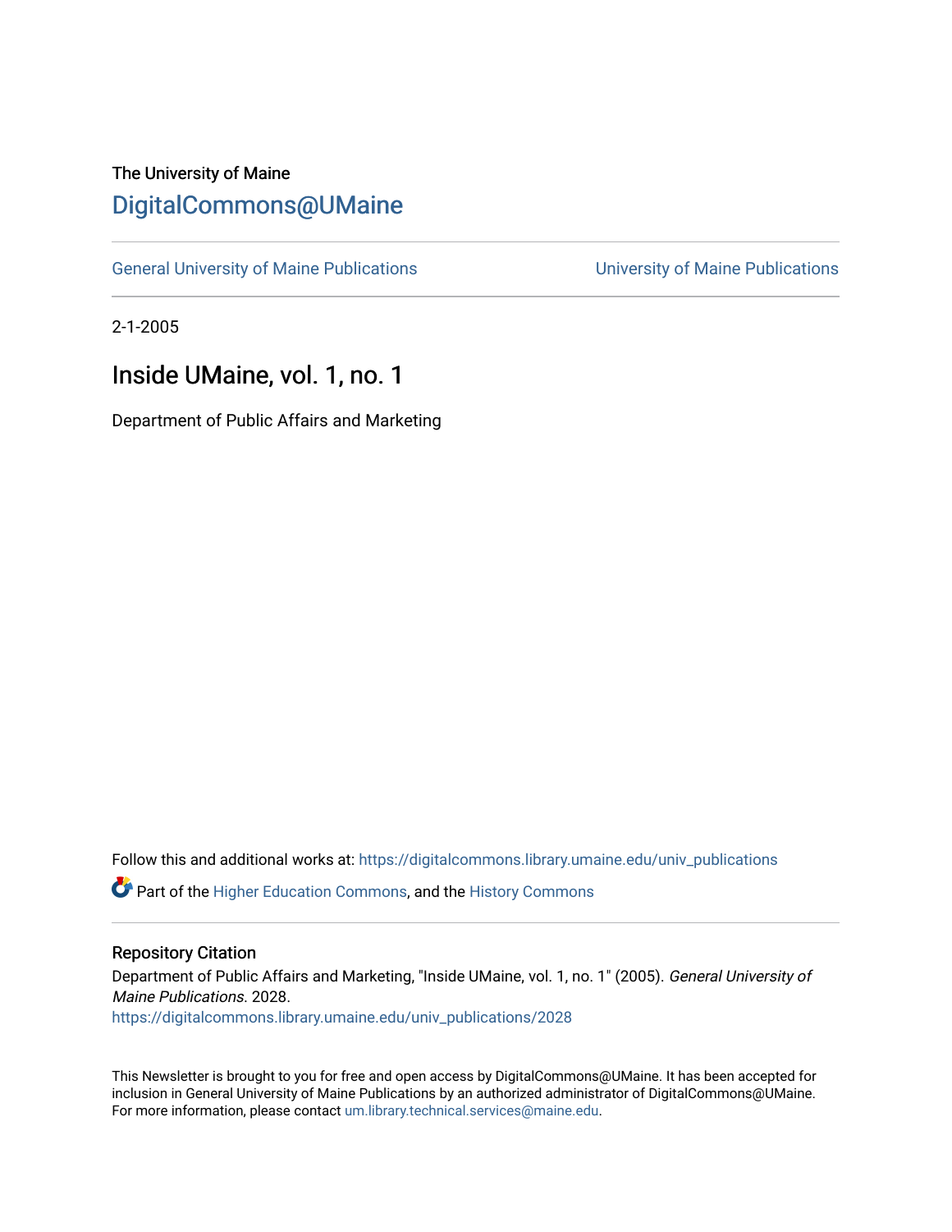The University of Maine

# DigitalCommons@UMaine

General University of Maine Publications | University of Maine Publications

2-1-2005

## Inside UMaine, vol. 1, no. 1

Department of Public Affairs and Marketing

Follow this and additional works at: https://digitalcommons.library.umaine.edu/univ_publications

Part of the Higher Education Commons, and the History Commons

### Repository Citation

Department of Public Affairs and Marketing, "Inside UMaine, vol. 1, no. 1" (2005). *General University of Maine Publications*. 2028.
https://digitalcommons.library.umaine.edu/univ_publications/2028

This Newsletter is brought to you for free and open access by DigitalCommons@UMaine. It has been accepted for inclusion in General University of Maine Publications by an authorized administrator of DigitalCommons@UMaine. For more information, please contact um.library.technical.services@maine.edu.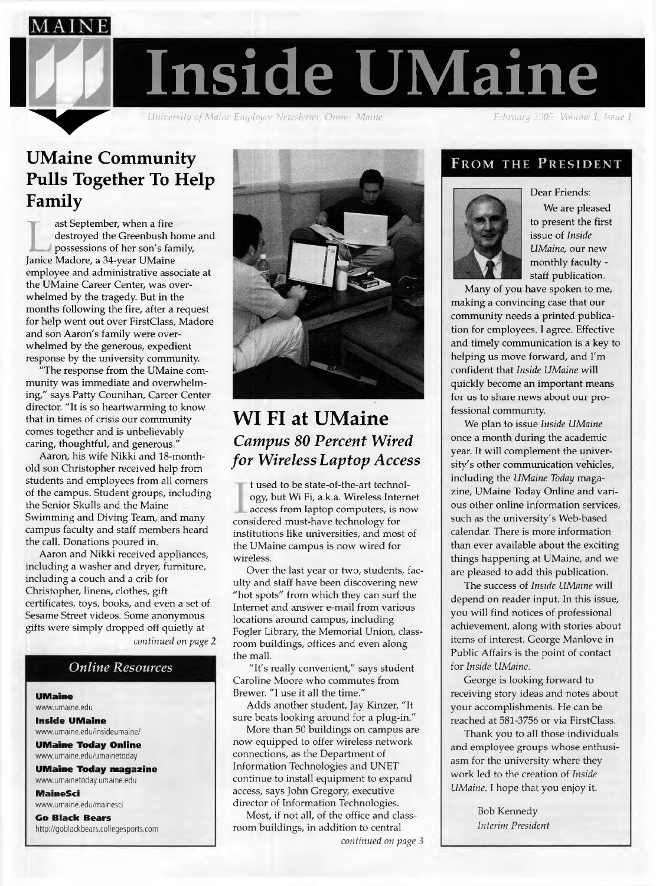# Inside UMaine

*University of Maine Employee Newsletter, Orono, Maine*

## UMaine Community Pulls Together To Help Family

Last September, when a fire destroyed the Greenbush home and possessions of her son's family, Janice Madore, a 34-year UMaine employee and administrative associate at the UMaine Career Center, was overwhelmed by the tragedy. But in the months following the fire, after a request for help went out over FirstClass, Madore and son Aaron's family were overwhelmed by the generous, expedient response by the university community.

"The response from the UMaine community was immediate and overwhelming," says Patty Counihan, Career Center director. "It is so heartwarming to know that in times of crisis our community comes together and is unbelievably caring, thoughtful, and generous."

Aaron, his wife Nikki and 18-month-old son Christopher received help from students and employees from all corners of the campus. Student groups, including the Senior Skulls and the Maine Swimming and Diving Team, and many campus faculty and staff members heard the call. Donations poured in.

Aaron and Nikki received appliances, including a washer and dryer, furniture, including a couch and a crib for Christopher, linens, clothes, gift certificates, toys, books, and even a set of Sesame Street videos. Some anonymous gifts were simply dropped off quietly at

*continued on page 2*

### Online Resources

**UMaine**
www.umaine.edu

**Inside UMaine**
www.umaine.edu/insideumaine/

**UMaine Today Online**
www.umaine.edu/umainetoday

**UMaine Today magazine**
www.umainetoday.umaine.edu

**MaineSci**
www.umaine.edu/mainesci

**Go Black Bears**
http://goblackbears.collegesports.com

## WI FI at UMaine

### *Campus 80 Percent Wired for Wireless Laptop Access*

It used to be state-of-the-art technology, but Wi Fi, a.k.a. Wireless Internet access from laptop computers, is now considered must-have technology for institutions like universities, and most of the UMaine campus is now wired for wireless.

Over the last year or two, students, faculty and staff have been discovering new "hot spots" from which they can surf the Internet and answer e-mail from various locations around campus, including Fogler Library, the Memorial Union, classroom buildings, offices and even along the mall.

"It's really convenient," says student Caroline Moore who commutes from Brewer. "I use it all the time."

Adds another student, Jay Kinzer, "It sure beats looking around for a plug-in."

More than 50 buildings on campus are now equipped to offer wireless network connections, as the Department of Information Technologies and UNET continue to install equipment to expand access, says John Gregory, executive director of Information Technologies.

Most, if not all, of the office and classroom buildings, in addition to central

*continued on page 3*

## From the President

Dear Friends:

We are pleased to present the first issue of *Inside UMaine*, our new monthly faculty - staff publication.

Many of you have spoken to me, making a convincing case that our community needs a printed publication for employees. I agree. Effective and timely communication is a key to helping us move forward, and I'm confident that *Inside UMaine* will quickly become an important means for us to share news about our professional community.

We plan to issue *Inside UMaine* once a month during the academic year. It will complement the university's other communication vehicles, including the *UMaine Today* magazine, UMaine Today Online and various other online information services, such as the university's Web-based calendar. There is more information than ever available about the exciting things happening at UMaine, and we are pleased to add this publication.

The success of *Inside UMaine* will depend on reader input. In this issue, you will find notices of professional achievement, along with stories about items of interest. George Manlove in Public Affairs is the point of contact for *Inside UMaine*.

George is looking forward to receiving story ideas and notes about your accomplishments. He can be reached at 581-3756 or via FirstClass.

Thank you to all those individuals and employee groups whose enthusiasm for the university where they work led to the creation of *Inside UMaine*. I hope that you enjoy it.

Bob Kennedy
*Interim President*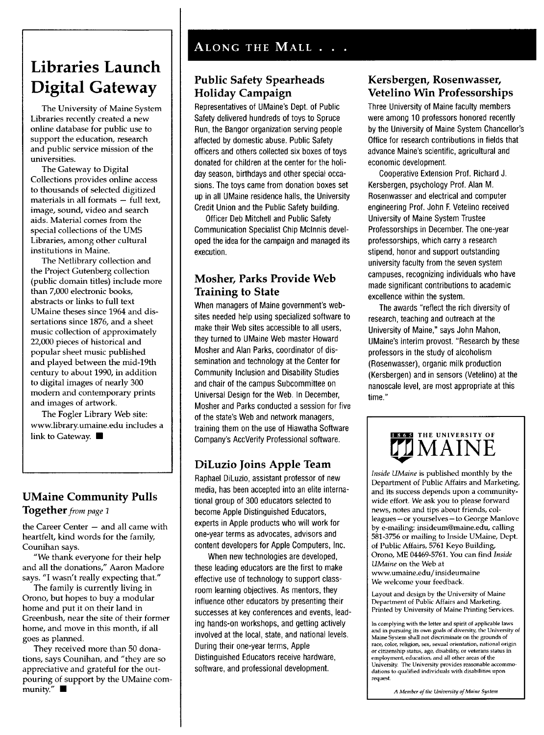## Libraries Launch Digital Gateway

The University of Maine System Libraries recently created a new online database for public use to support the education, research and public service mission of the universities.

The Gateway to Digital Collections provides online access to thousands of selected digitized materials in all formats — full text, image, sound, video and search aids. Material comes from the special collections of the UMS Libraries, among other cultural institutions in Maine.

The Netlibrary collection and the Project Gutenberg collection (public domain titles) include more than 7,000 electronic books, abstracts or links to full text UMaine theses since 1964 and dissertations since 1876, and a sheet music collection of approximately 22,000 pieces of historical and popular sheet music published and played between the mid-19th century to about 1990, in addition to digital images of nearly 300 modern and contemporary prints and images of artwork.

The Fogler Library Web site: www.library.umaine.edu includes a link to Gateway. ■

### UMaine Community Pulls Together *from page 1*

the Career Center — and all came with heartfelt, kind words for the family, Counihan says.

"We thank everyone for their help and all the donations," Aaron Madore says. "I wasn't really expecting that."

The family is currently living in Orono, but hopes to buy a modular home and put it on their land in Greenbush, near the site of their former home, and move in this month, if all goes as planned.

They received more than 50 donations, says Counihan, and "they are so appreciative and grateful for the outpouring of support by the UMaine community." ■

## Along the Mall . . .

### Public Safety Spearheads Holiday Campaign

Representatives of UMaine's Dept. of Public Safety delivered hundreds of toys to Spruce Run, the Bangor organization serving people affected by domestic abuse. Public Safety officers and others collected six boxes of toys donated for children at the center for the holiday season, birthdays and other special occasions. The toys came from donation boxes set up in all UMaine residence halls, the University Credit Union and the Public Safety building.

Officer Deb Mitchell and Public Safety Communication Specialist Chip McInnis developed the idea for the campaign and managed its execution.

### Mosher, Parks Provide Web Training to State

When managers of Maine government's websites needed help using specialized software to make their Web sites accessible to all users, they turned to UMaine Web master Howard Mosher and Alan Parks, coordinator of dissemination and technology at the Center for Community Inclusion and Disability Studies and chair of the campus Subcommittee on Universal Design for the Web. In December, Mosher and Parks conducted a session for five of the state's Web and network managers, training them on the use of Hiawatha Software Company's AccVerify Professional software.

### DiLuzio Joins Apple Team

Raphael DiLuzio, assistant professor of new media, has been accepted into an elite international group of 300 educators selected to become Apple Distinguished Educators, experts in Apple products who will work for one-year terms as advocates, advisors and content developers for Apple Computers, Inc.

When new technologies are developed, these leading educators are the first to make effective use of technology to support classroom learning objectives. As mentors, they influence other educators by presenting their successes at key conferences and events, leading hands-on workshops, and getting actively involved at the local, state, and national levels. During their one-year terms, Apple Distinguished Educators receive hardware, software, and professional development.

### Kersbergen, Rosenwasser, Vetelino Win Professorships

Three University of Maine faculty members were among 10 professors honored recently by the University of Maine System Chancellor's Office for research contributions in fields that advance Maine's scientific, agricultural and economic development.

Cooperative Extension Prof. Richard J. Kersbergen, psychology Prof. Alan M. Rosenwasser and electrical and computer engineering Prof. John F. Vetelino received University of Maine System Trustee Professorships in December. The one-year professorships, which carry a research stipend, honor and support outstanding university faculty from the seven system campuses, recognizing individuals who have made significant contributions to academic excellence within the system.

The awards "reflect the rich diversity of research, teaching and outreach at the University of Maine," says John Mahon, UMaine's interim provost. "Research by these professors in the study of alcoholism (Rosenwasser), organic milk production (Kersbergen) and in sensors (Vetelino) at the nanoscale level, are most appropriate at this time."

1865 THE UNIVERSITY OF MAINE

*Inside UMaine* is published monthly by the Department of Public Affairs and Marketing, and its success depends upon a community-wide effort. We ask you to please forward news, notes and tips about friends, colleagues—or yourselves—to George Manlove by e-mailing: insideum@maine.edu, calling 581-3756 or mailing to Inside UMaine, Dept. of Public Affairs, 5761 Keyo Building, Orono, ME 04469-5761. You can find *Inside UMaine* on the Web at www.umaine.edu/insideumaine

We welcome your feedback.

Layout and design by the University of Maine Department of Public Affairs and Marketing. Printed by University of Maine Printing Services.

In complying with the letter and spirit of applicable laws and in pursuing its own goals of diversity, the University of Maine System shall not discriminate on the grounds of race, color, religion, sex, sexual orientation, national origin or citizenship status, age, disability, or veterans status in employment, education, and all other areas of the University. The University provides reasonable accommodations to qualified individuals with disabilities upon request.

*A Member of the University of Maine System*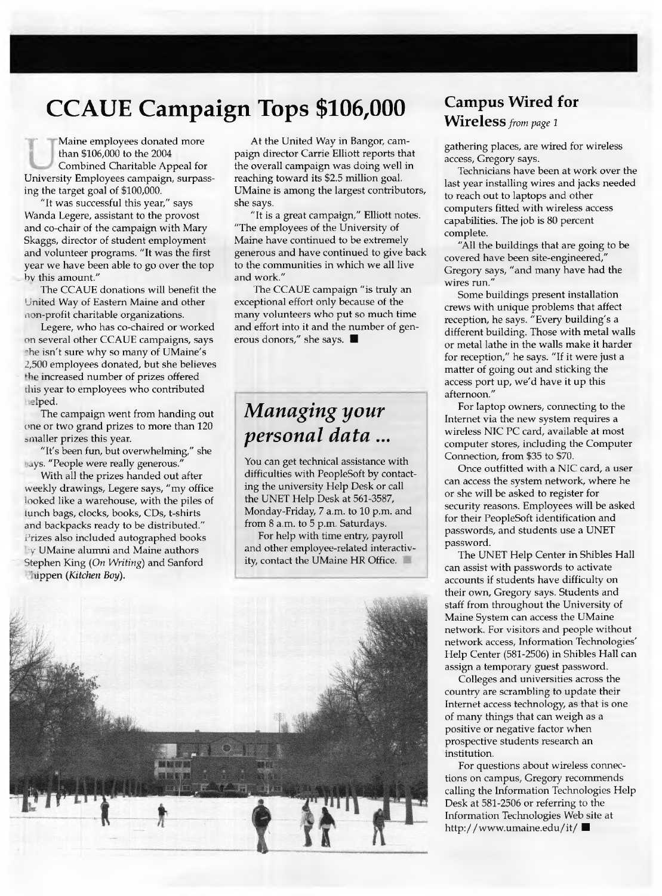# CCAUE Campaign Tops $106,000

UMaine employees donated more than $106,000 to the 2004 Combined Charitable Appeal for University Employees campaign, surpassing the target goal of $100,000.

"It was successful this year," says Wanda Legere, assistant to the provost and co-chair of the campaign with Mary Skaggs, director of student employment and volunteer programs. "It was the first year we have been able to go over the top by this amount."

The CCAUE donations will benefit the United Way of Eastern Maine and other non-profit charitable organizations.

Legere, who has co-chaired or worked on several other CCAUE campaigns, says she isn't sure why so many of UMaine's 2,500 employees donated, but she believes the increased number of prizes offered this year to employees who contributed helped.

The campaign went from handing out one or two grand prizes to more than 120 smaller prizes this year.

"It's been fun, but overwhelming," she says. "People were really generous."

With all the prizes handed out after weekly drawings, Legere says, "my office looked like a warehouse, with the piles of lunch bags, clocks, books, CDs, t-shirts and backpacks ready to be distributed." Prizes also included autographed books by UMaine alumni and Maine authors Stephen King (*On Writing*) and Sanford Phippen (*Kitchen Boy*).

At the United Way in Bangor, campaign director Carrie Elliott reports that the overall campaign was doing well in reaching toward its $2.5 million goal. UMaine is among the largest contributors, she says.

"It is a great campaign," Elliott notes. "The employees of the University of Maine have continued to be extremely generous and have continued to give back to the communities in which we all live and work."

The CCAUE campaign "is truly an exceptional effort only because of the many volunteers who put so much time and effort into it and the number of generous donors," she says. ■

## *Managing your personal data ...*

You can get technical assistance with difficulties with PeopleSoft by contacting the university Help Desk or call the UNET Help Desk at 561-3587, Monday-Friday, 7 a.m. to 10 p.m. and from 8 a.m. to 5 p.m. Saturdays.

For help with time entry, payroll and other employee-related interactivity, contact the UMaine HR Office. ■

## Campus Wired for Wireless *from page 1*

gathering places, are wired for wireless access, Gregory says.

Technicians have been at work over the last year installing wires and jacks needed to reach out to laptops and other computers fitted with wireless access capabilities. The job is 80 percent complete.

"All the buildings that are going to be covered have been site-engineered," Gregory says, "and many have had the wires run."

Some buildings present installation crews with unique problems that affect reception, he says. "Every building's a different building. Those with metal walls or metal lathe in the walls make it harder for reception," he says. "If it were just a matter of going out and sticking the access port up, we'd have it up this afternoon."

For laptop owners, connecting to the Internet via the new system requires a wireless NIC PC card, available at most computer stores, including the Computer Connection, from $35 to $70.

Once outfitted with a NIC card, a user can access the system network, where he or she will be asked to register for security reasons. Employees will be asked for their PeopleSoft identification and passwords, and students use a UNET password.

The UNET Help Center in Shibles Hall can assist with passwords to activate accounts if students have difficulty on their own, Gregory says. Students and staff from throughout the University of Maine System can access the UMaine network. For visitors and people without network access, Information Technologies' Help Center (581-2506) in Shibles Hall can assign a temporary guest password.

Colleges and universities across the country are scrambling to update their Internet access technology, as that is one of many things that can weigh as a positive or negative factor when prospective students research an institution.

For questions about wireless connections on campus, Gregory recommends calling the Information Technologies Help Desk at 581-2506 or referring to the Information Technologies Web site at http://www.umaine.edu/it/ ■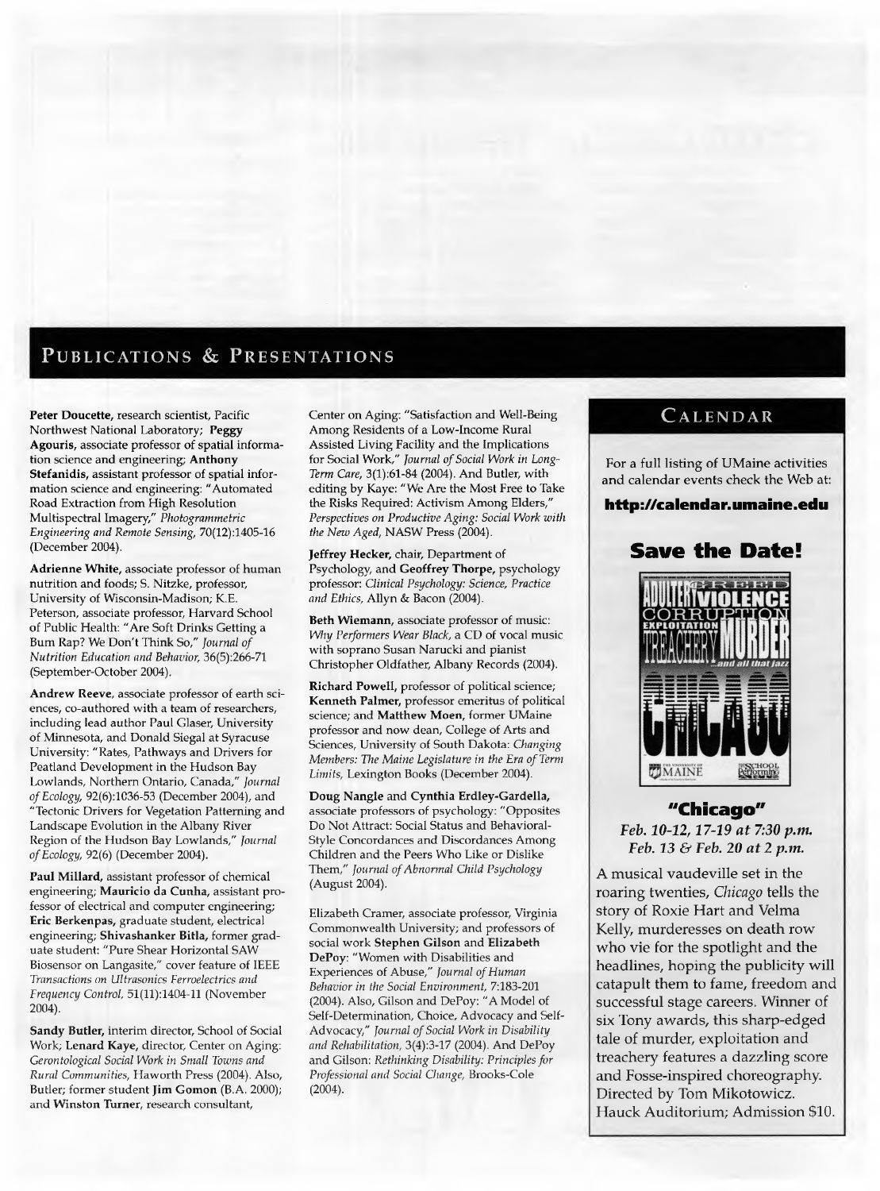## Publications & Presentations

**Peter Doucette**, research scientist, Pacific Northwest National Laboratory; **Peggy Agouris**, associate professor of spatial information science and engineering; **Anthony Stefanidis**, assistant professor of spatial information science and engineering: "Automated Road Extraction from High Resolution Multispectral Imagery," *Photogrammetric Engineering and Remote Sensing*, 70(12):1405-16 (December 2004).

**Adrienne White**, associate professor of human nutrition and foods; S. Nitzke, professor, University of Wisconsin-Madison; K.E. Peterson, associate professor, Harvard School of Public Health: "Are Soft Drinks Getting a Bum Rap? We Don't Think So," *Journal of Nutrition Education and Behavior*, 36(5):266-71 (September-October 2004).

**Andrew Reeve**, associate professor of earth sciences, co-authored with a team of researchers, including lead author Paul Glaser, University of Minnesota, and Donald Siegal at Syracuse University: "Rates, Pathways and Drivers for Peatland Development in the Hudson Bay Lowlands, Northern Ontario, Canada," *Journal of Ecology*, 92(6):1036-53 (December 2004), and "Tectonic Drivers for Vegetation Patterning and Landscape Evolution in the Albany River Region of the Hudson Bay Lowlands," *Journal of Ecology*, 92(6) (December 2004).

**Paul Millard**, assistant professor of chemical engineering; **Mauricio da Cunha**, assistant professor of electrical and computer engineering; **Eric Berkenpas**, graduate student, electrical engineering; **Shivashanker Bitla**, former graduate student: "Pure Shear Horizontal SAW Biosensor on Langasite," cover feature of IEEE *Transactions on Ultrasonics Ferroelectrics and Frequency Control*, 51(11):1404-11 (November 2004).

**Sandy Butler**, interim director, School of Social Work; **Lenard Kaye**, director, Center on Aging: *Gerontological Social Work in Small Towns and Rural Communities*, Haworth Press (2004). Also, Butler; former student **Jim Gomon** (B.A. 2000); and **Winston Turner**, research consultant, Center on Aging: "Satisfaction and Well-Being Among Residents of a Low-Income Rural Assisted Living Facility and the Implications for Social Work," *Journal of Social Work in Long-Term Care*, 3(1):61-84 (2004). And Butler, with editing by Kaye: "We Are the Most Free to Take the Risks Required: Activism Among Elders," *Perspectives on Productive Aging: Social Work with the New Aged*, NASW Press (2004).

**Jeffrey Hecker**, chair, Department of Psychology, and **Geoffrey Thorpe**, psychology professor: *Clinical Psychology: Science, Practice and Ethics*, Allyn & Bacon (2004).

**Beth Wiemann**, associate professor of music: *Why Performers Wear Black*, a CD of vocal music with soprano Susan Narucki and pianist Christopher Oldfather, Albany Records (2004).

**Richard Powell**, professor of political science; **Kenneth Palmer**, professor emeritus of political science; and **Matthew Moen**, former UMaine professor and now dean, College of Arts and Sciences, University of South Dakota: *Changing Members: The Maine Legislature in the Era of Term Limits*, Lexington Books (December 2004).

**Doug Nangle** and **Cynthia Erdley-Gardella**, associate professors of psychology: "Opposites Do Not Attract: Social Status and Behavioral-Style Concordances and Discordances Among Children and the Peers Who Like or Dislike Them," *Journal of Abnormal Child Psychology* (August 2004).

Elizabeth Cramer, associate professor, Virginia Commonwealth University; and professors of social work **Stephen Gilson** and **Elizabeth DePoy**: "Women with Disabilities and Experiences of Abuse," *Journal of Human Behavior in the Social Environment*, 7:183-201 (2004). Also, Gilson and DePoy: "A Model of Self-Determination, Choice, Advocacy and Self-Advocacy," *Journal of Social Work in Disability and Rehabilitation*, 3(4):3-17 (2004). And DePoy and Gilson: *Rethinking Disability: Principles for Professional and Social Change*, Brooks-Cole (2004).

## Calendar

For a full listing of UMaine activities and calendar events check the Web at:

**http://calendar.umaine.edu**

### Save the Date!

ADULTERY GREED VIOLENCE CORRUPTION EXPLOITATION TREACHERY MURDER ...and all that jazz

CHICAGO

THE UNIVERSITY OF MAINE — THE SCHOOL OF Performing Arts

### "Chicago"

***Feb. 10-12, 17-19 at 7:30 p.m.***
***Feb. 13 & Feb. 20 at 2 p.m.***

A musical vaudeville set in the roaring twenties, *Chicago* tells the story of Roxie Hart and Velma Kelly, murderesses on death row who vie for the spotlight and the headlines, hoping the publicity will catapult them to fame, freedom and successful stage careers. Winner of six Tony awards, this sharp-edged tale of murder, exploitation and treachery features a dazzling score and Fosse-inspired choreography. Directed by Tom Mikotowicz. Hauck Auditorium; Admission $10.